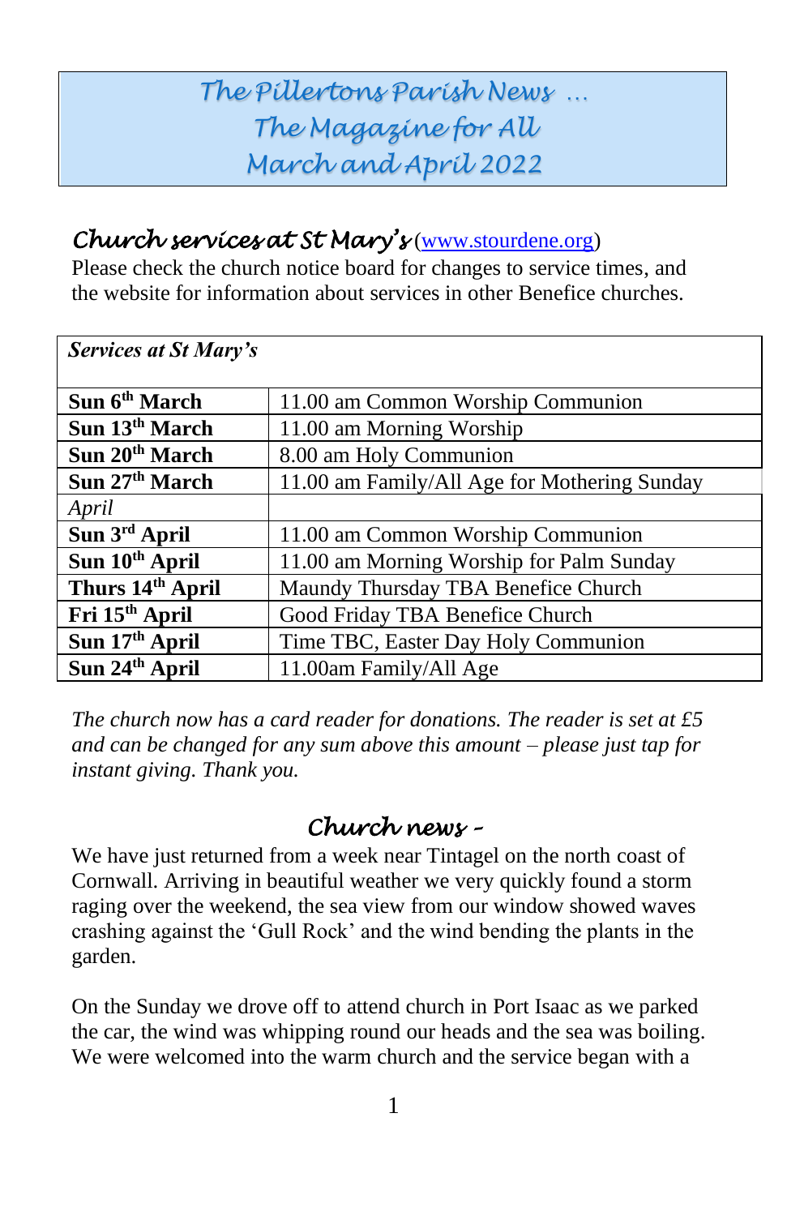# *The Pillertons Parish News …*
# *The Magazine for All*
# *March and April 2022*

## *Church services at St Mary's* ([www.stourdene.org](http://www.stourdene.org))

Please check the church notice board for changes to service times, and the website for information about services in other Benefice churches.

| ***Services at St Mary's*** | |
|---|---|
| **Sun 6th March** | 11.00 am Common Worship Communion |
| **Sun 13th March** | 11.00 am Morning Worship |
| **Sun 20th March** | 8.00 am Holy Communion |
| **Sun 27th March** | 11.00 am Family/All Age for Mothering Sunday |
| *April* | |
| **Sun 3rd April** | 11.00 am Common Worship Communion |
| **Sun 10th April** | 11.00 am Morning Worship for Palm Sunday |
| **Thurs 14th April** | Maundy Thursday TBA Benefice Church |
| **Fri 15th April** | Good Friday TBA Benefice Church |
| **Sun 17th April** | Time TBC, Easter Day Holy Communion |
| **Sun 24th April** | 11.00am Family/All Age |

*The church now has a card reader for donations. The reader is set at £5 and can be changed for any sum above this amount – please just tap for instant giving. Thank you.*

## *Church news –*

We have just returned from a week near Tintagel on the north coast of Cornwall. Arriving in beautiful weather we very quickly found a storm raging over the weekend, the sea view from our window showed waves crashing against the 'Gull Rock' and the wind bending the plants in the garden.

On the Sunday we drove off to attend church in Port Isaac as we parked the car, the wind was whipping round our heads and the sea was boiling. We were welcomed into the warm church and the service began with a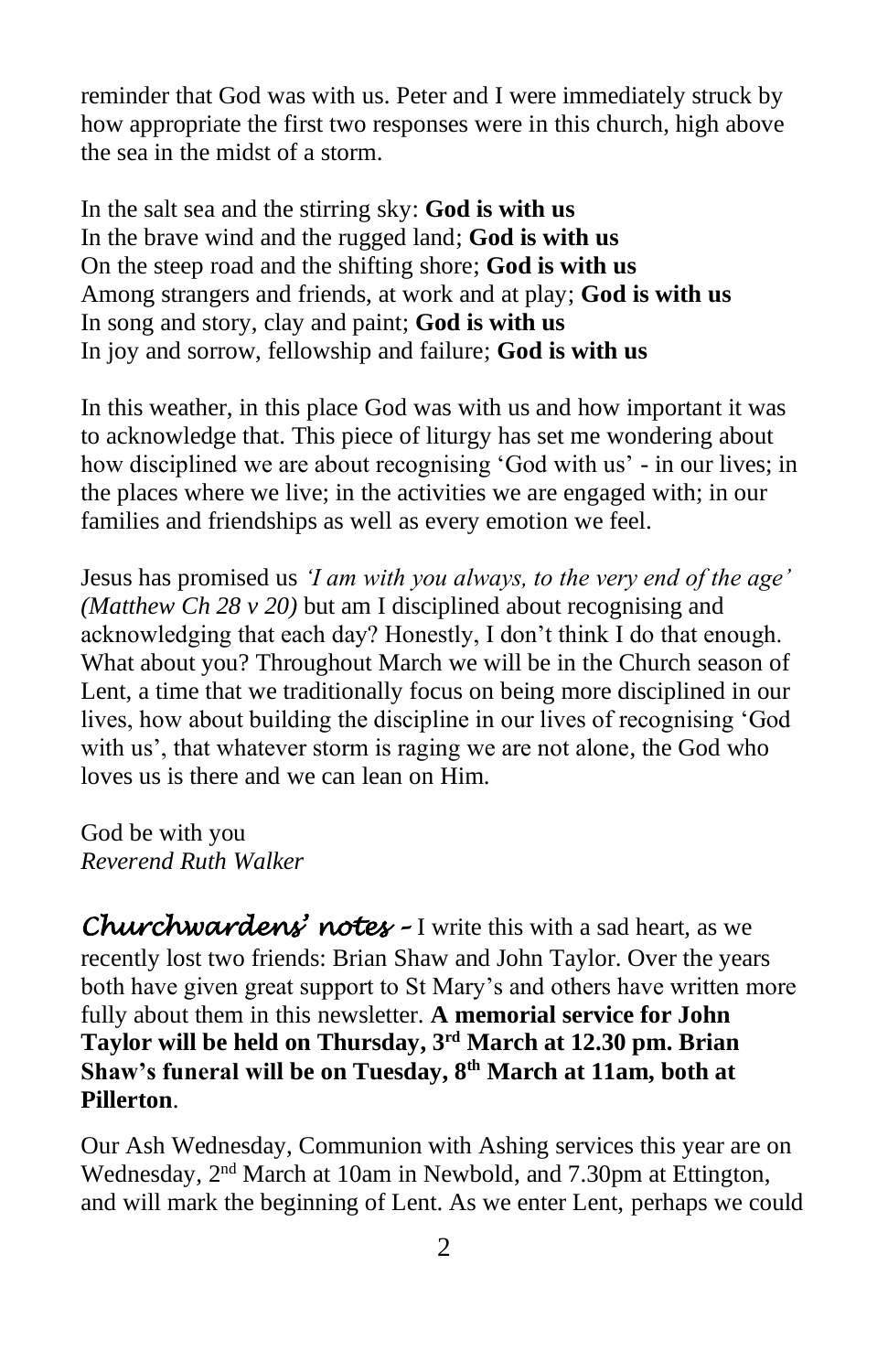reminder that God was with us. Peter and I were immediately struck by how appropriate the first two responses were in this church, high above the sea in the midst of a storm.

In the salt sea and the stirring sky: **God is with us**
In the brave wind and the rugged land; **God is with us**
On the steep road and the shifting shore; **God is with us**
Among strangers and friends, at work and at play; **God is with us**
In song and story, clay and paint; **God is with us**
In joy and sorrow, fellowship and failure; **God is with us**

In this weather, in this place God was with us and how important it was to acknowledge that. This piece of liturgy has set me wondering about how disciplined we are about recognising 'God with us' - in our lives; in the places where we live; in the activities we are engaged with; in our families and friendships as well as every emotion we feel.

Jesus has promised us *'I am with you always, to the very end of the age' (Matthew Ch 28 v 20)* but am I disciplined about recognising and acknowledging that each day? Honestly, I don't think I do that enough. What about you? Throughout March we will be in the Church season of Lent, a time that we traditionally focus on being more disciplined in our lives, how about building the discipline in our lives of recognising 'God with us', that whatever storm is raging we are not alone, the God who loves us is there and we can lean on Him.

God be with you
*Reverend Ruth Walker*

***Churchwardens' notes –*** I write this with a sad heart, as we recently lost two friends: Brian Shaw and John Taylor. Over the years both have given great support to St Mary's and others have written more fully about them in this newsletter. **A memorial service for John Taylor will be held on Thursday, 3rd March at 12.30 pm. Brian Shaw's funeral will be on Tuesday, 8th March at 11am, both at Pillerton**.

Our Ash Wednesday, Communion with Ashing services this year are on Wednesday, 2nd March at 10am in Newbold, and 7.30pm at Ettington, and will mark the beginning of Lent. As we enter Lent, perhaps we could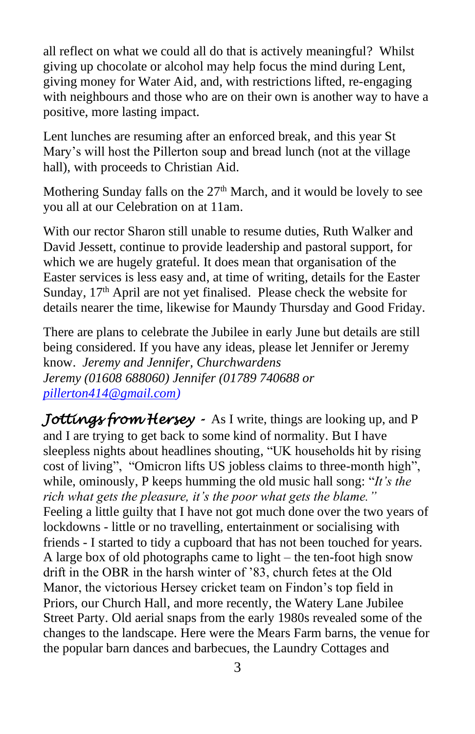all reflect on what we could all do that is actively meaningful? Whilst giving up chocolate or alcohol may help focus the mind during Lent, giving money for Water Aid, and, with restrictions lifted, re-engaging with neighbours and those who are on their own is another way to have a positive, more lasting impact.

Lent lunches are resuming after an enforced break, and this year St Mary's will host the Pillerton soup and bread lunch (not at the village hall), with proceeds to Christian Aid.

Mothering Sunday falls on the 27th March, and it would be lovely to see you all at our Celebration on at 11am.

With our rector Sharon still unable to resume duties, Ruth Walker and David Jessett, continue to provide leadership and pastoral support, for which we are hugely grateful. It does mean that organisation of the Easter services is less easy and, at time of writing, details for the Easter Sunday, 17th April are not yet finalised. Please check the website for details nearer the time, likewise for Maundy Thursday and Good Friday.

There are plans to celebrate the Jubilee in early June but details are still being considered. If you have any ideas, please let Jennifer or Jeremy know. *Jeremy and Jennifer, Churchwardens*
*Jeremy (01608 688060) Jennifer (01789 740688 or [pillerton414@gmail.com](mailto:pillerton414@gmail.com))*

***Jottings from Hersey*** - As I write, things are looking up, and P and I are trying to get back to some kind of normality. But I have sleepless nights about headlines shouting, "UK households hit by rising cost of living", "Omicron lifts US jobless claims to three-month high", while, ominously, P keeps humming the old music hall song: "*It's the rich what gets the pleasure, it's the poor what gets the blame.*"
Feeling a little guilty that I have not got much done over the two years of lockdowns - little or no travelling, entertainment or socialising with friends - I started to tidy a cupboard that has not been touched for years. A large box of old photographs came to light – the ten-foot high snow drift in the OBR in the harsh winter of '83, church fetes at the Old Manor, the victorious Hersey cricket team on Findon's top field in Priors, our Church Hall, and more recently, the Watery Lane Jubilee Street Party. Old aerial snaps from the early 1980s revealed some of the changes to the landscape. Here were the Mears Farm barns, the venue for the popular barn dances and barbecues, the Laundry Cottages and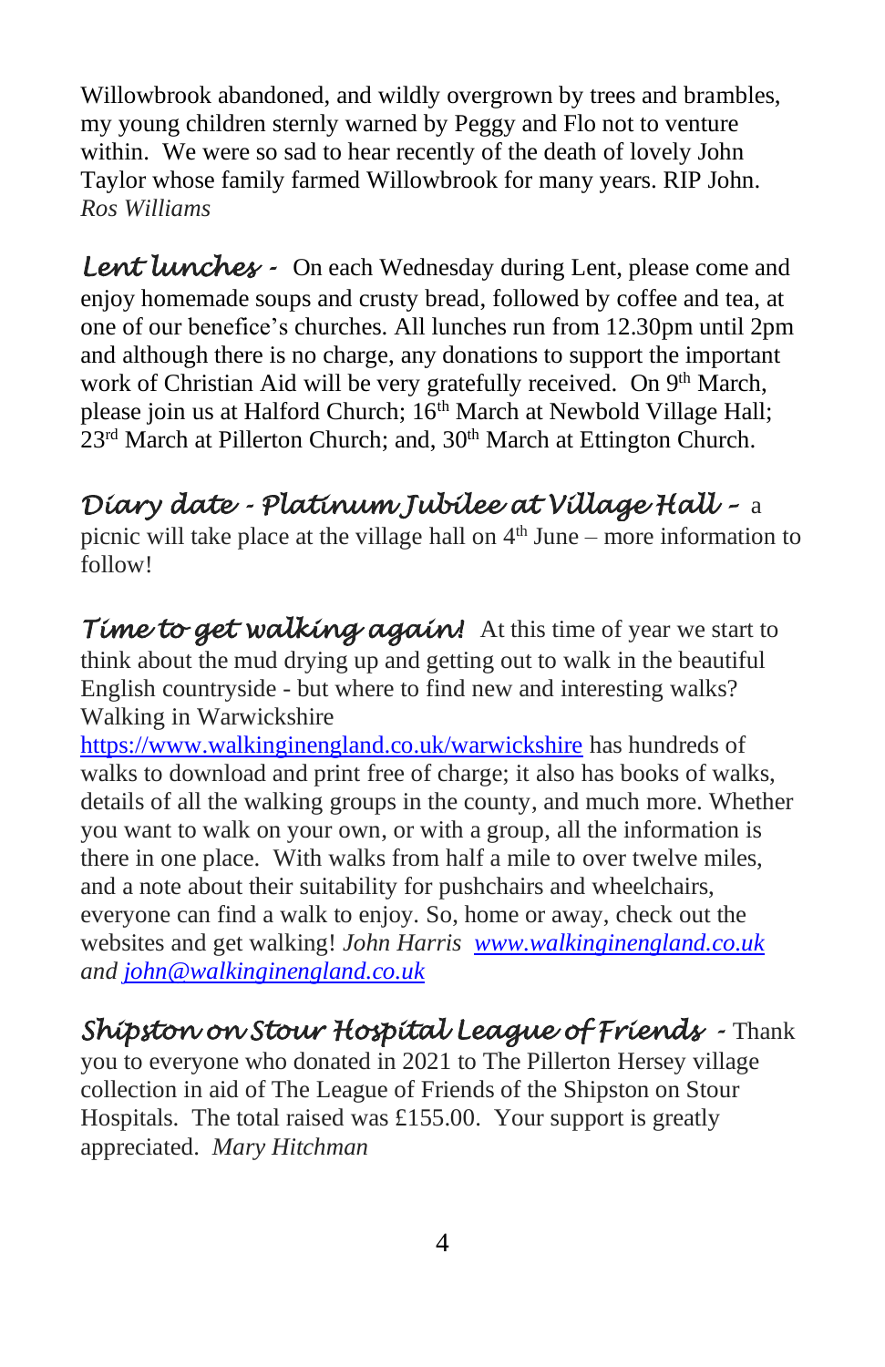Willowbrook abandoned, and wildly overgrown by trees and brambles, my young children sternly warned by Peggy and Flo not to venture within. We were so sad to hear recently of the death of lovely John Taylor whose family farmed Willowbrook for many years. RIP John.
*Ros Williams*

***Lent lunches -*** On each Wednesday during Lent, please come and enjoy homemade soups and crusty bread, followed by coffee and tea, at one of our benefice's churches. All lunches run from 12.30pm until 2pm and although there is no charge, any donations to support the important work of Christian Aid will be very gratefully received. On 9th March, please join us at Halford Church; 16th March at Newbold Village Hall; 23rd March at Pillerton Church; and, 30th March at Ettington Church.

***Diary date - Platinum Jubilee at Village Hall –*** a picnic will take place at the village hall on 4th June – more information to follow!

***Time to get walking again!*** At this time of year we start to think about the mud drying up and getting out to walk in the beautiful English countryside - but where to find new and interesting walks? Walking in Warwickshire https://www.walkinginengland.co.uk/warwickshire has hundreds of walks to download and print free of charge; it also has books of walks, details of all the walking groups in the county, and much more. Whether you want to walk on your own, or with a group, all the information is there in one place. With walks from half a mile to over twelve miles, and a note about their suitability for pushchairs and wheelchairs, everyone can find a walk to enjoy. So, home or away, check out the websites and get walking! *John Harris www.walkinginengland.co.uk and john@walkinginengland.co.uk*

***Shipston on Stour Hospital League of Friends -*** Thank you to everyone who donated in 2021 to The Pillerton Hersey village collection in aid of The League of Friends of the Shipston on Stour Hospitals. The total raised was £155.00. Your support is greatly appreciated. *Mary Hitchman*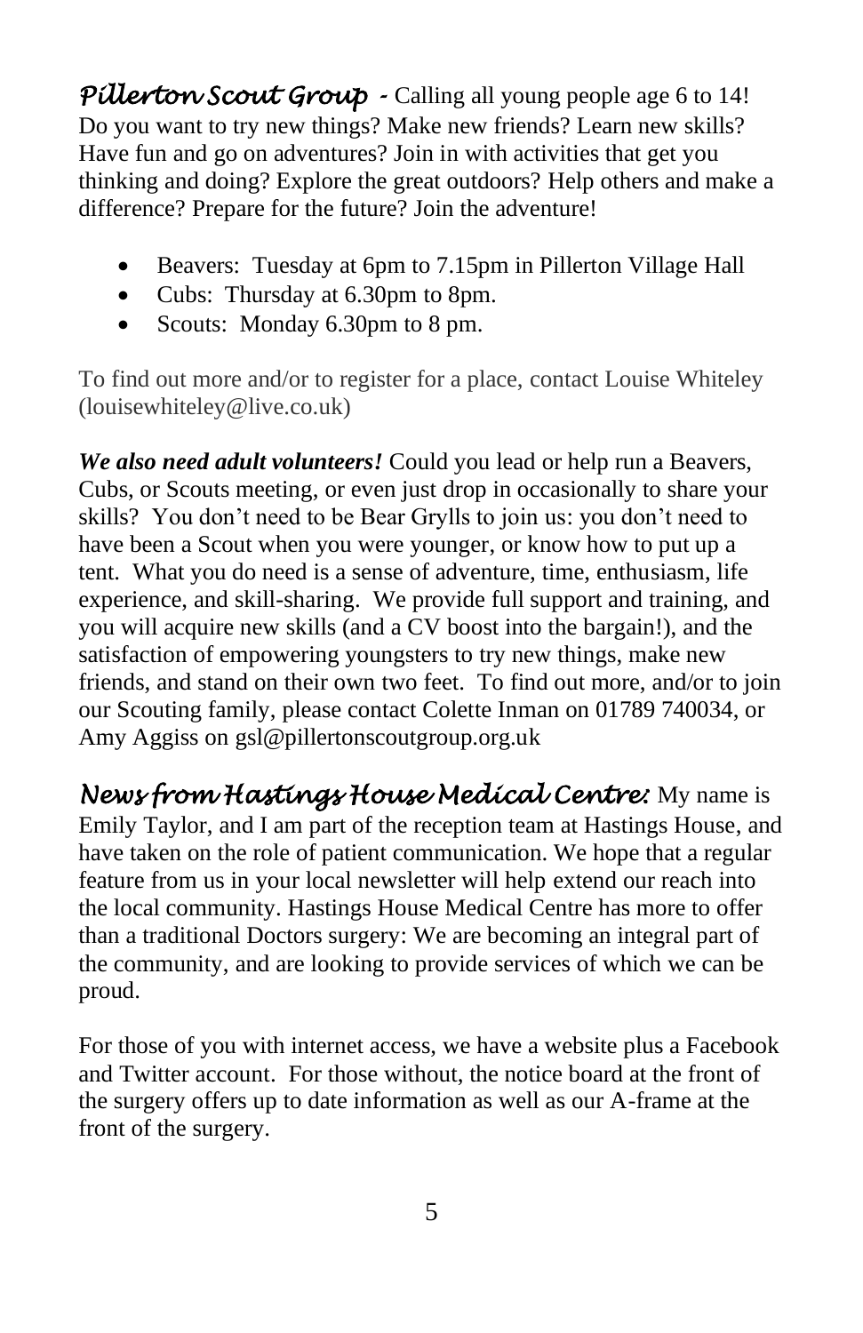***Pillerton Scout Group -*** Calling all young people age 6 to 14! Do you want to try new things? Make new friends? Learn new skills? Have fun and go on adventures? Join in with activities that get you thinking and doing? Explore the great outdoors? Help others and make a difference? Prepare for the future? Join the adventure!

- Beavers: Tuesday at 6pm to 7.15pm in Pillerton Village Hall
- Cubs: Thursday at 6.30pm to 8pm.
- Scouts: Monday 6.30pm to 8 pm.

To find out more and/or to register for a place, contact Louise Whiteley (louisewhiteley@live.co.uk)

***We also need adult volunteers!*** Could you lead or help run a Beavers, Cubs, or Scouts meeting, or even just drop in occasionally to share your skills? You don't need to be Bear Grylls to join us: you don't need to have been a Scout when you were younger, or know how to put up a tent. What you do need is a sense of adventure, time, enthusiasm, life experience, and skill-sharing. We provide full support and training, and you will acquire new skills (and a CV boost into the bargain!), and the satisfaction of empowering youngsters to try new things, make new friends, and stand on their own two feet. To find out more, and/or to join our Scouting family, please contact Colette Inman on 01789 740034, or Amy Aggiss on gsl@pillertonscoutgroup.org.uk

***News from Hastings House Medical Centre:*** My name is Emily Taylor, and I am part of the reception team at Hastings House, and have taken on the role of patient communication. We hope that a regular feature from us in your local newsletter will help extend our reach into the local community. Hastings House Medical Centre has more to offer than a traditional Doctors surgery: We are becoming an integral part of the community, and are looking to provide services of which we can be proud.

For those of you with internet access, we have a website plus a Facebook and Twitter account. For those without, the notice board at the front of the surgery offers up to date information as well as our A-frame at the front of the surgery.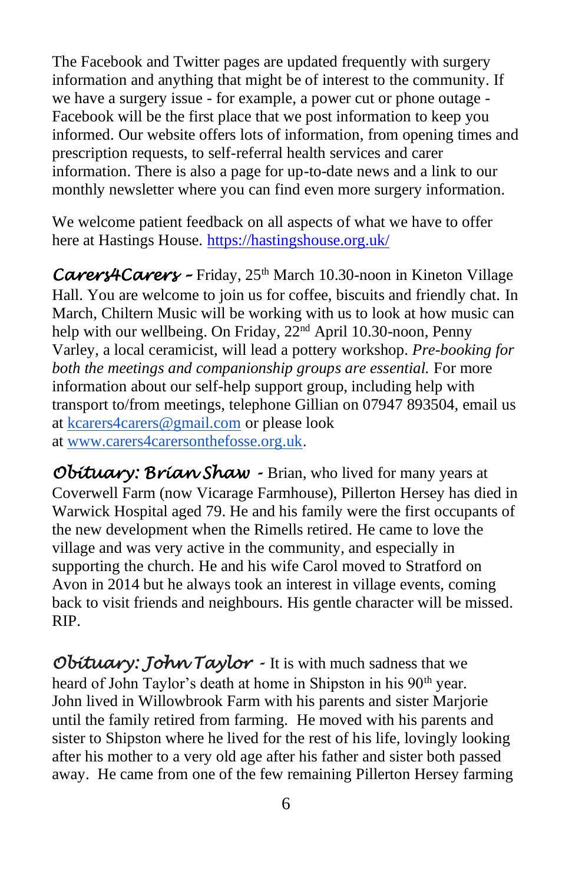The Facebook and Twitter pages are updated frequently with surgery information and anything that might be of interest to the community. If we have a surgery issue - for example, a power cut or phone outage - Facebook will be the first place that we post information to keep you informed. Our website offers lots of information, from opening times and prescription requests, to self-referral health services and carer information. There is also a page for up-to-date news and a link to our monthly newsletter where you can find even more surgery information.

We welcome patient feedback on all aspects of what we have to offer here at Hastings House. [https://hastingshouse.org.uk/](https://hastingshouse.org.uk/)

***Carers4Carers*** **–** Friday, 25th March 10.30-noon in Kineton Village Hall. You are welcome to join us for coffee, biscuits and friendly chat. In March, Chiltern Music will be working with us to look at how music can help with our wellbeing. On Friday, 22nd April 10.30-noon, Penny Varley, a local ceramicist, will lead a pottery workshop. *Pre-booking for both the meetings and companionship groups are essential.* For more information about our self-help support group, including help with transport to/from meetings, telephone Gillian on 07947 893504, email us at [kcarers4carers@gmail.com](mailto:kcarers4carers@gmail.com) or please look at [www.carers4carersonthefosse.org.uk](http://www.carers4carersonthefosse.org.uk).

***Obituary: Brian Shaw*** **-** Brian, who lived for many years at Coverwell Farm (now Vicarage Farmhouse), Pillerton Hersey has died in Warwick Hospital aged 79. He and his family were the first occupants of the new development when the Rimells retired. He came to love the village and was very active in the community, and especially in supporting the church. He and his wife Carol moved to Stratford on Avon in 2014 but he always took an interest in village events, coming back to visit friends and neighbours. His gentle character will be missed. RIP.

***Obituary: John Taylor*** **-** It is with much sadness that we heard of John Taylor's death at home in Shipston in his 90th year. John lived in Willowbrook Farm with his parents and sister Marjorie until the family retired from farming. He moved with his parents and sister to Shipston where he lived for the rest of his life, lovingly looking after his mother to a very old age after his father and sister both passed away. He came from one of the few remaining Pillerton Hersey farming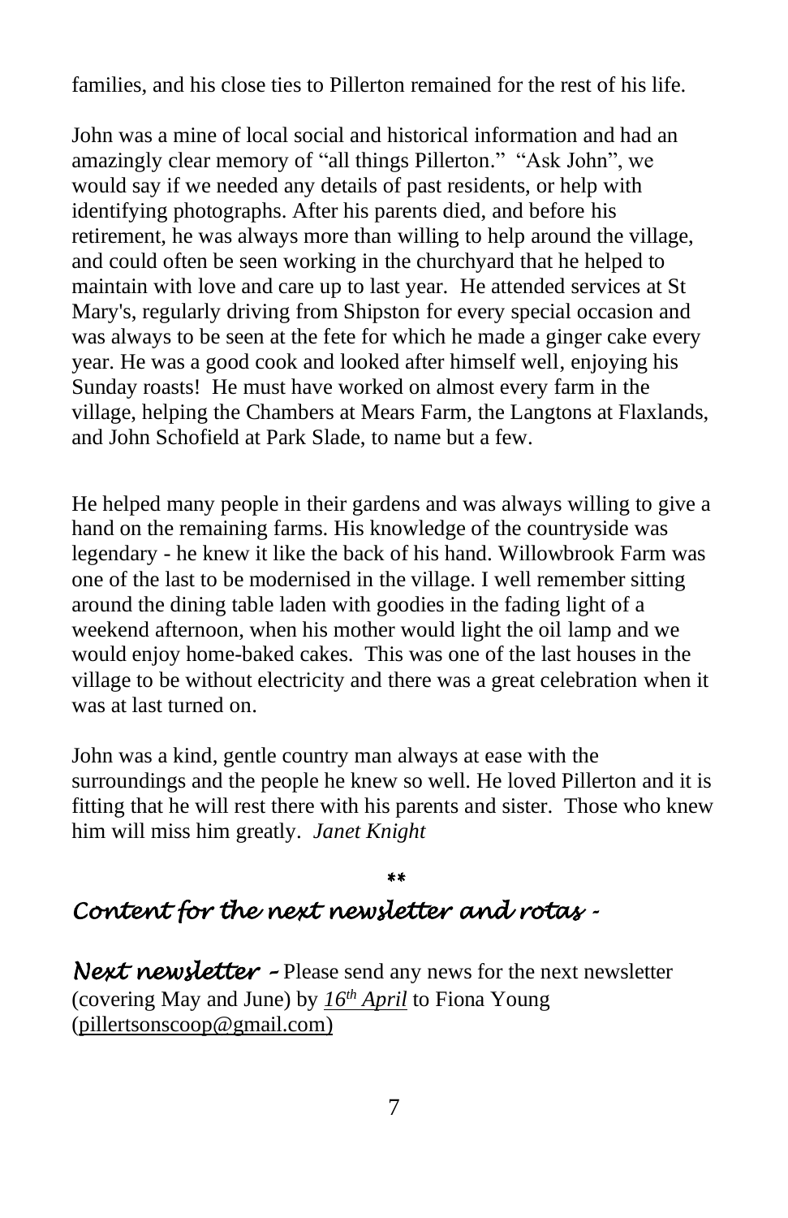families, and his close ties to Pillerton remained for the rest of his life.

John was a mine of local social and historical information and had an amazingly clear memory of "all things Pillerton." "Ask John", we would say if we needed any details of past residents, or help with identifying photographs. After his parents died, and before his retirement, he was always more than willing to help around the village, and could often be seen working in the churchyard that he helped to maintain with love and care up to last year. He attended services at St Mary's, regularly driving from Shipston for every special occasion and was always to be seen at the fete for which he made a ginger cake every year. He was a good cook and looked after himself well, enjoying his Sunday roasts! He must have worked on almost every farm in the village, helping the Chambers at Mears Farm, the Langtons at Flaxlands, and John Schofield at Park Slade, to name but a few.

He helped many people in their gardens and was always willing to give a hand on the remaining farms. His knowledge of the countryside was legendary - he knew it like the back of his hand. Willowbrook Farm was one of the last to be modernised in the village. I well remember sitting around the dining table laden with goodies in the fading light of a weekend afternoon, when his mother would light the oil lamp and we would enjoy home-baked cakes. This was one of the last houses in the village to be without electricity and there was a great celebration when it was at last turned on.

John was a kind, gentle country man always at ease with the surroundings and the people he knew so well. He loved Pillerton and it is fitting that he will rest there with his parents and sister. Those who knew him will miss him greatly. *Janet Knight*

**

## *Content for the next newsletter and rotas -*

***Next newsletter –*** Please send any news for the next newsletter (covering May and June) by ***16th April*** to Fiona Young (pillertsonscoop@gmail.com)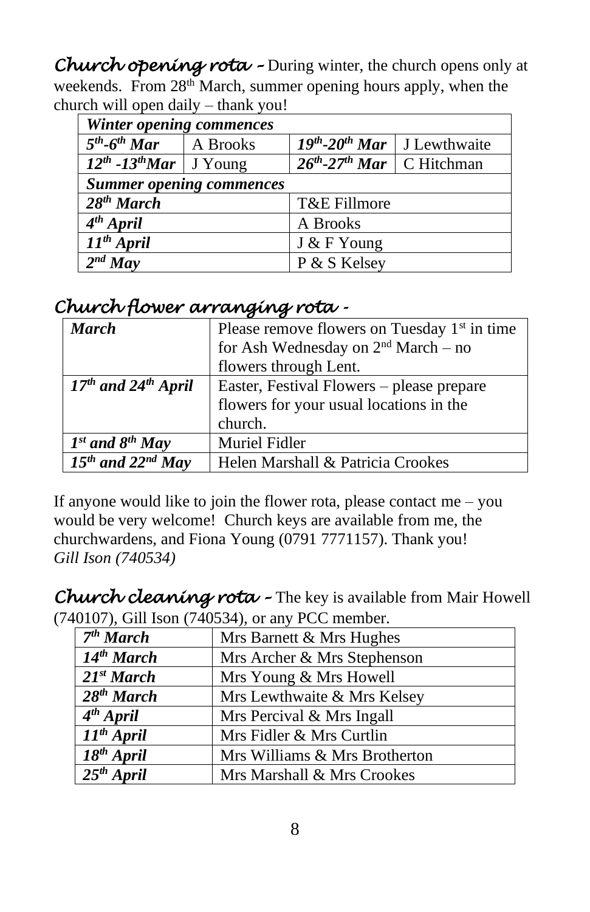***Church opening rota –*** During winter, the church opens only at weekends. From 28th March, summer opening hours apply, when the church will open daily – thank you!

| | | | |
|---|---|---|---|
| ***Winter opening commences*** | | | |
| ***5th-6th Mar*** | A Brooks | ***19th-20th Mar*** | J Lewthwaite |
| ***12th -13thMar*** | J Young | ***26th-27th Mar*** | C Hitchman |
| ***Summer opening commences*** | | | |
| ***28th March*** | | T&E Fillmore | |
| ***4th April*** | | A Brooks | |
| ***11th April*** | | J & F Young | |
| ***2nd May*** | | P & S Kelsey | |

## *Church flower arranging rota -*

| | |
|---|---|
| ***March*** | Please remove flowers on Tuesday 1st in time for Ash Wednesday on 2nd March – no flowers through Lent. |
| ***17th and 24th April*** | Easter, Festival Flowers – please prepare flowers for your usual locations in the church. |
| ***1st and 8th May*** | Muriel Fidler |
| ***15th and 22nd May*** | Helen Marshall & Patricia Crookes |

If anyone would like to join the flower rota, please contact me – you would be very welcome! Church keys are available from me, the churchwardens, and Fiona Young (0791 7771157). Thank you!
*Gill Ison (740534)*

***Church cleaning rota –*** The key is available from Mair Howell (740107), Gill Ison (740534), or any PCC member.

| | |
|---|---|
| ***7th March*** | Mrs Barnett & Mrs Hughes |
| ***14th March*** | Mrs Archer & Mrs Stephenson |
| ***21st March*** | Mrs Young & Mrs Howell |
| ***28th March*** | Mrs Lewthwaite & Mrs Kelsey |
| ***4th April*** | Mrs Percival & Mrs Ingall |
| ***11th April*** | Mrs Fidler & Mrs Curtlin |
| ***18th April*** | Mrs Williams & Mrs Brotherton |
| ***25th April*** | Mrs Marshall & Mrs Crookes |